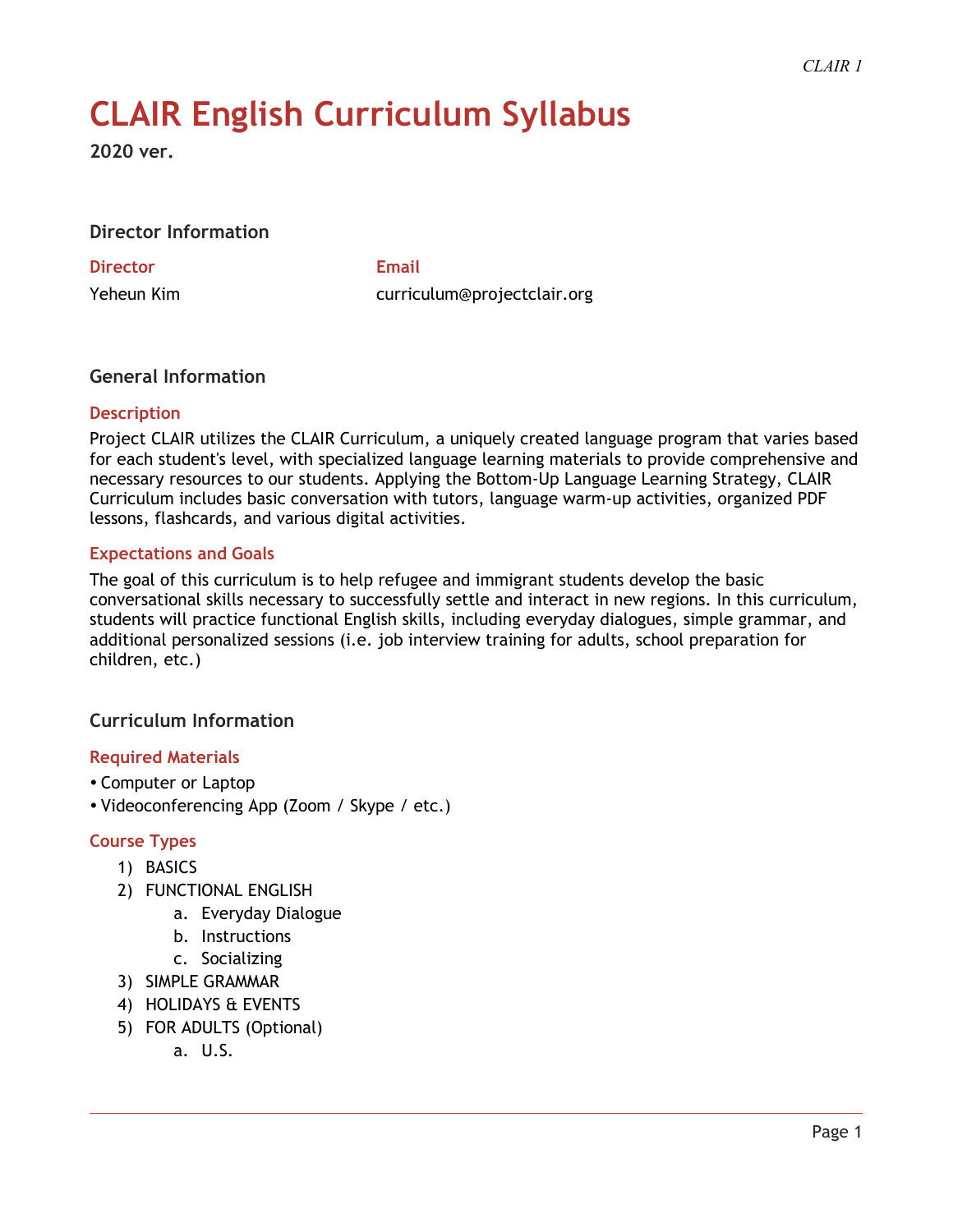# CLAIR English Curriculum Syllabus

**2020 ver.**

## Director Information

| Director | Email |
| --- | --- |
| Yeheun Kim | curriculum@projectclair.org |

## General Information

### Description

Project CLAIR utilizes the CLAIR Curriculum, a uniquely created language program that varies based for each student's level, with specialized language learning materials to provide comprehensive and necessary resources to our students. Applying the Bottom-Up Language Learning Strategy, CLAIR Curriculum includes basic conversation with tutors, language warm-up activities, organized PDF lessons, flashcards, and various digital activities.

### Expectations and Goals

The goal of this curriculum is to help refugee and immigrant students develop the basic conversational skills necessary to successfully settle and interact in new regions. In this curriculum, students will practice functional English skills, including everyday dialogues, simple grammar, and additional personalized sessions (i.e. job interview training for adults, school preparation for children, etc.)

## Curriculum Information

### Required Materials

- Computer or Laptop
- Videoconferencing App (Zoom / Skype / etc.)

### Course Types

1) BASICS
2) FUNCTIONAL ENGLISH
    a. Everyday Dialogue
    b. Instructions
    c. Socializing
3) SIMPLE GRAMMAR
4) HOLIDAYS & EVENTS
5) FOR ADULTS (Optional)
    a. U.S.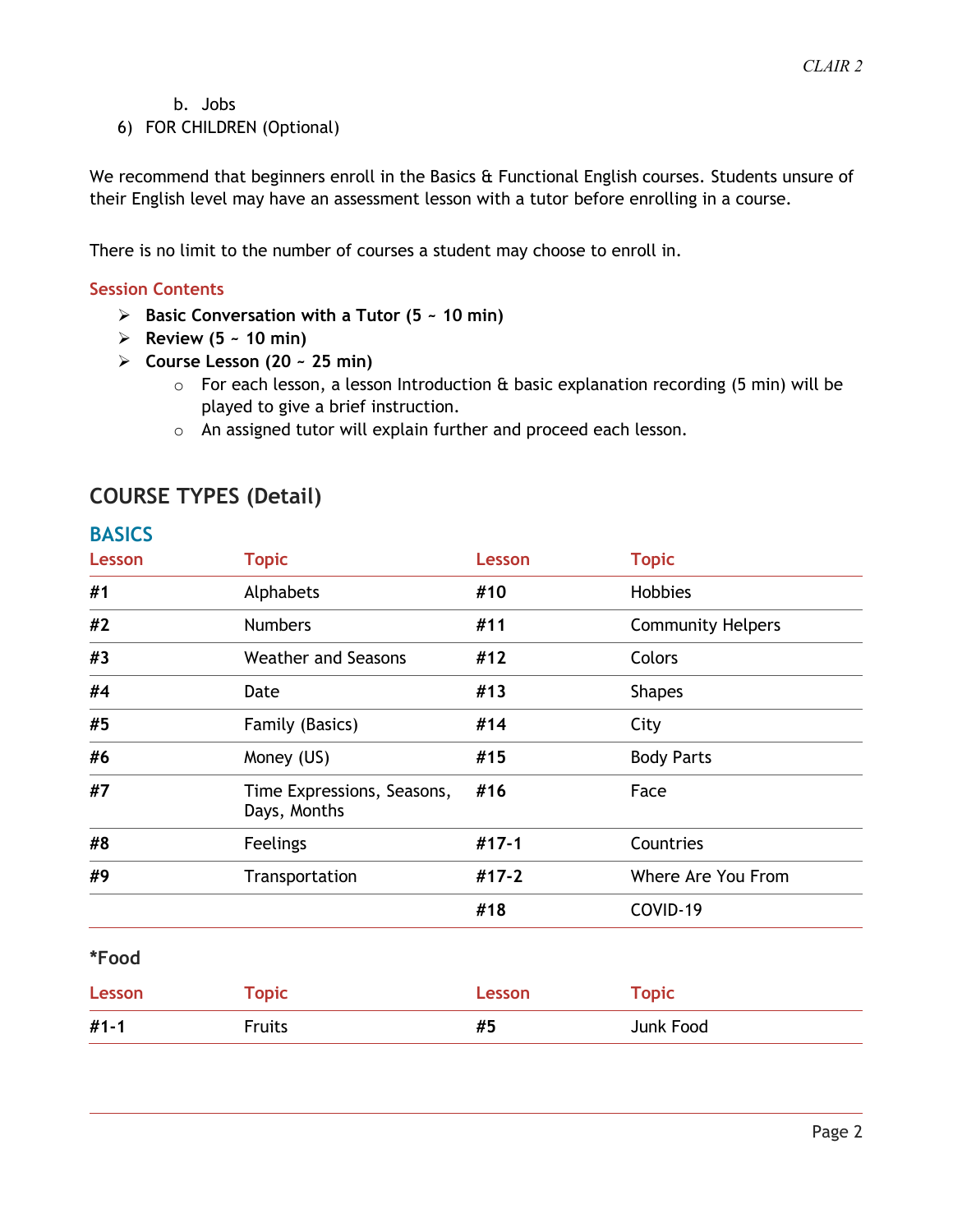b. Jobs

6) FOR CHILDREN (Optional)

We recommend that beginners enroll in the Basics & Functional English courses. Students unsure of their English level may have an assessment lesson with a tutor before enrolling in a course.

There is no limit to the number of courses a student may choose to enroll in.

### Session Contents

- **Basic Conversation with a Tutor (5 ~ 10 min)**
- **Review (5 ~ 10 min)**
- **Course Lesson (20 ~ 25 min)**
  - For each lesson, a lesson Introduction & basic explanation recording (5 min) will be played to give a brief instruction.
  - An assigned tutor will explain further and proceed each lesson.

## COURSE TYPES (Detail)

### BASICS

| Lesson | Topic | Lesson | Topic |
|---|---|---|---|
| **#1** | Alphabets | **#10** | Hobbies |
| **#2** | Numbers | **#11** | Community Helpers |
| **#3** | Weather and Seasons | **#12** | Colors |
| **#4** | Date | **#13** | Shapes |
| **#5** | Family (Basics) | **#14** | City |
| **#6** | Money (US) | **#15** | Body Parts |
| **#7** | Time Expressions, Seasons, Days, Months | **#16** | Face |
| **#8** | Feelings | **#17-1** | Countries |
| **#9** | Transportation | **#17-2** | Where Are You From |
| | | **#18** | COVID-19 |

### *Food

| Lesson | Topic | Lesson | Topic |
|---|---|---|---|
| **#1-1** | Fruits | **#5** | Junk Food |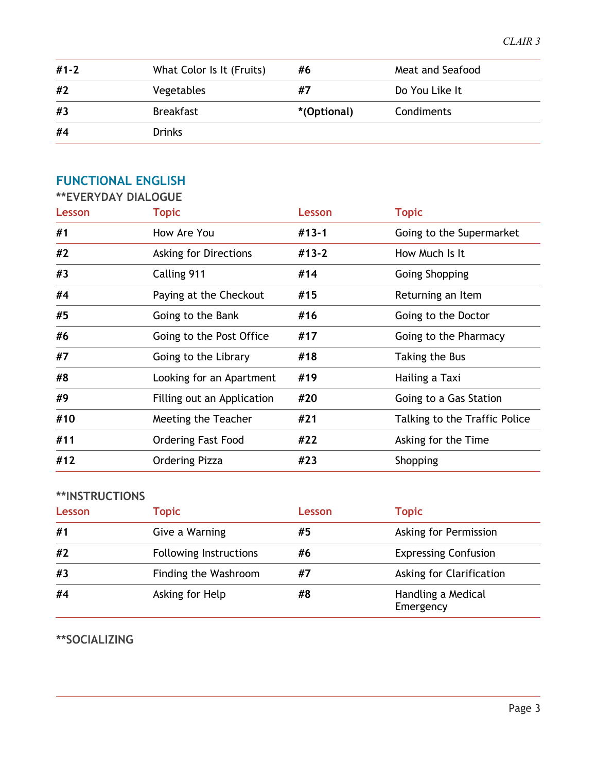| | | | |
|---|---|---|---|
| **#1-2** | What Color Is It (Fruits) | **#6** | Meat and Seafood |
| **#2** | Vegetables | **#7** | Do You Like It |
| **#3** | Breakfast | ***(Optional)** | Condiments |
| **#4** | Drinks | | |

## FUNCTIONAL ENGLISH

### **EVERYDAY DIALOGUE

| Lesson | Topic | Lesson | Topic |
|---|---|---|---|
| **#1** | How Are You | **#13-1** | Going to the Supermarket |
| **#2** | Asking for Directions | **#13-2** | How Much Is It |
| **#3** | Calling 911 | **#14** | Going Shopping |
| **#4** | Paying at the Checkout | **#15** | Returning an Item |
| **#5** | Going to the Bank | **#16** | Going to the Doctor |
| **#6** | Going to the Post Office | **#17** | Going to the Pharmacy |
| **#7** | Going to the Library | **#18** | Taking the Bus |
| **#8** | Looking for an Apartment | **#19** | Hailing a Taxi |
| **#9** | Filling out an Application | **#20** | Going to a Gas Station |
| **#10** | Meeting the Teacher | **#21** | Talking to the Traffic Police |
| **#11** | Ordering Fast Food | **#22** | Asking for the Time |
| **#12** | Ordering Pizza | **#23** | Shopping |

### **INSTRUCTIONS

| Lesson | Topic | Lesson | Topic |
|---|---|---|---|
| **#1** | Give a Warning | **#5** | Asking for Permission |
| **#2** | Following Instructions | **#6** | Expressing Confusion |
| **#3** | Finding the Washroom | **#7** | Asking for Clarification |
| **#4** | Asking for Help | **#8** | Handling a Medical Emergency |

### **SOCIALIZING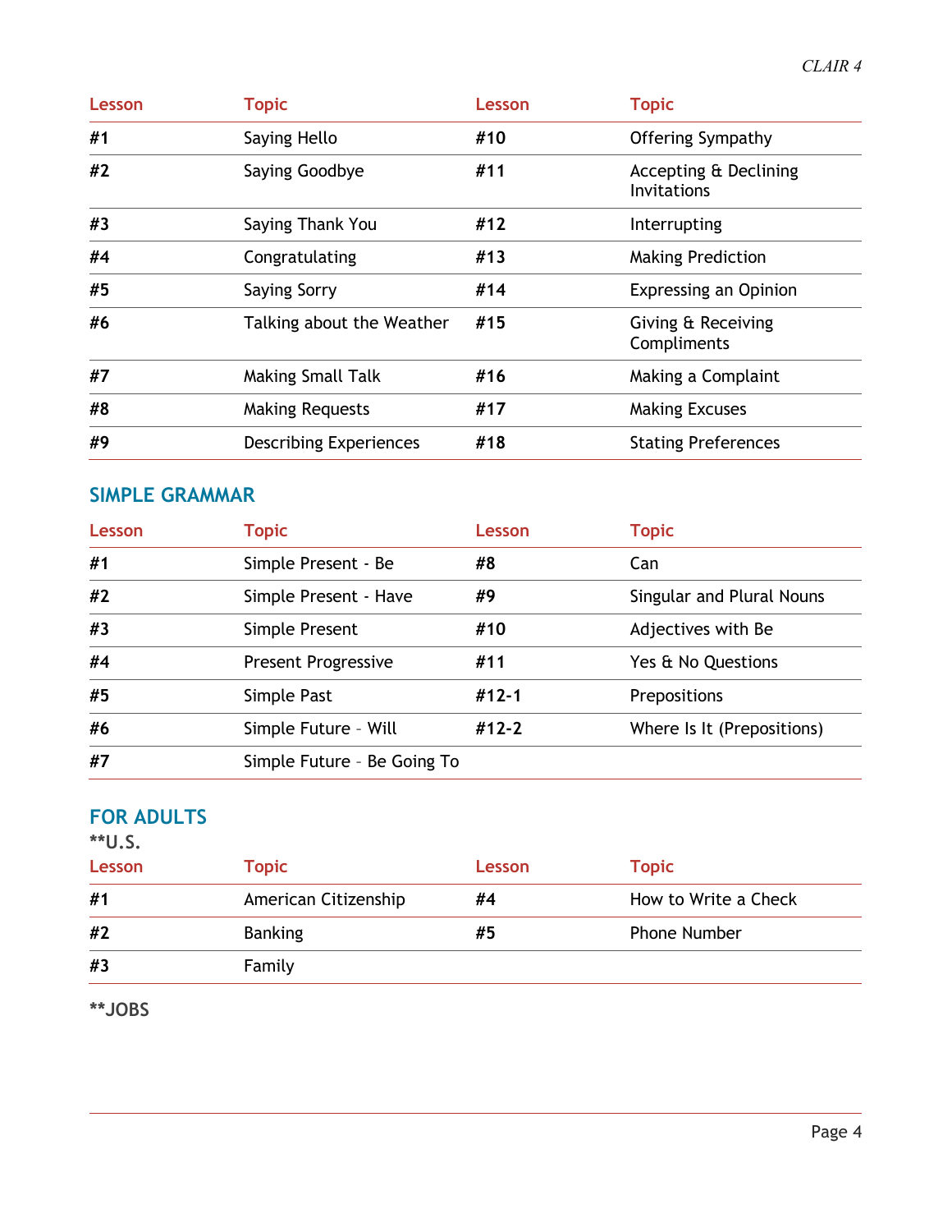| Lesson | Topic | Lesson | Topic |
|---|---|---|---|
| **#1** | Saying Hello | **#10** | Offering Sympathy |
| **#2** | Saying Goodbye | **#11** | Accepting & Declining Invitations |
| **#3** | Saying Thank You | **#12** | Interrupting |
| **#4** | Congratulating | **#13** | Making Prediction |
| **#5** | Saying Sorry | **#14** | Expressing an Opinion |
| **#6** | Talking about the Weather | **#15** | Giving & Receiving Compliments |
| **#7** | Making Small Talk | **#16** | Making a Complaint |
| **#8** | Making Requests | **#17** | Making Excuses |
| **#9** | Describing Experiences | **#18** | Stating Preferences |

## SIMPLE GRAMMAR

| Lesson | Topic | Lesson | Topic |
|---|---|---|---|
| **#1** | Simple Present - Be | **#8** | Can |
| **#2** | Simple Present - Have | **#9** | Singular and Plural Nouns |
| **#3** | Simple Present | **#10** | Adjectives with Be |
| **#4** | Present Progressive | **#11** | Yes & No Questions |
| **#5** | Simple Past | **#12-1** | Prepositions |
| **#6** | Simple Future – Will | **#12-2** | Where Is It (Prepositions) |
| **#7** | Simple Future – Be Going To | | |

## FOR ADULTS

**\*\*U.S.**

| Lesson | Topic | Lesson | Topic |
|---|---|---|---|
| **#1** | American Citizenship | **#4** | How to Write a Check |
| **#2** | Banking | **#5** | Phone Number |
| **#3** | Family | | |

**\*\*JOBS**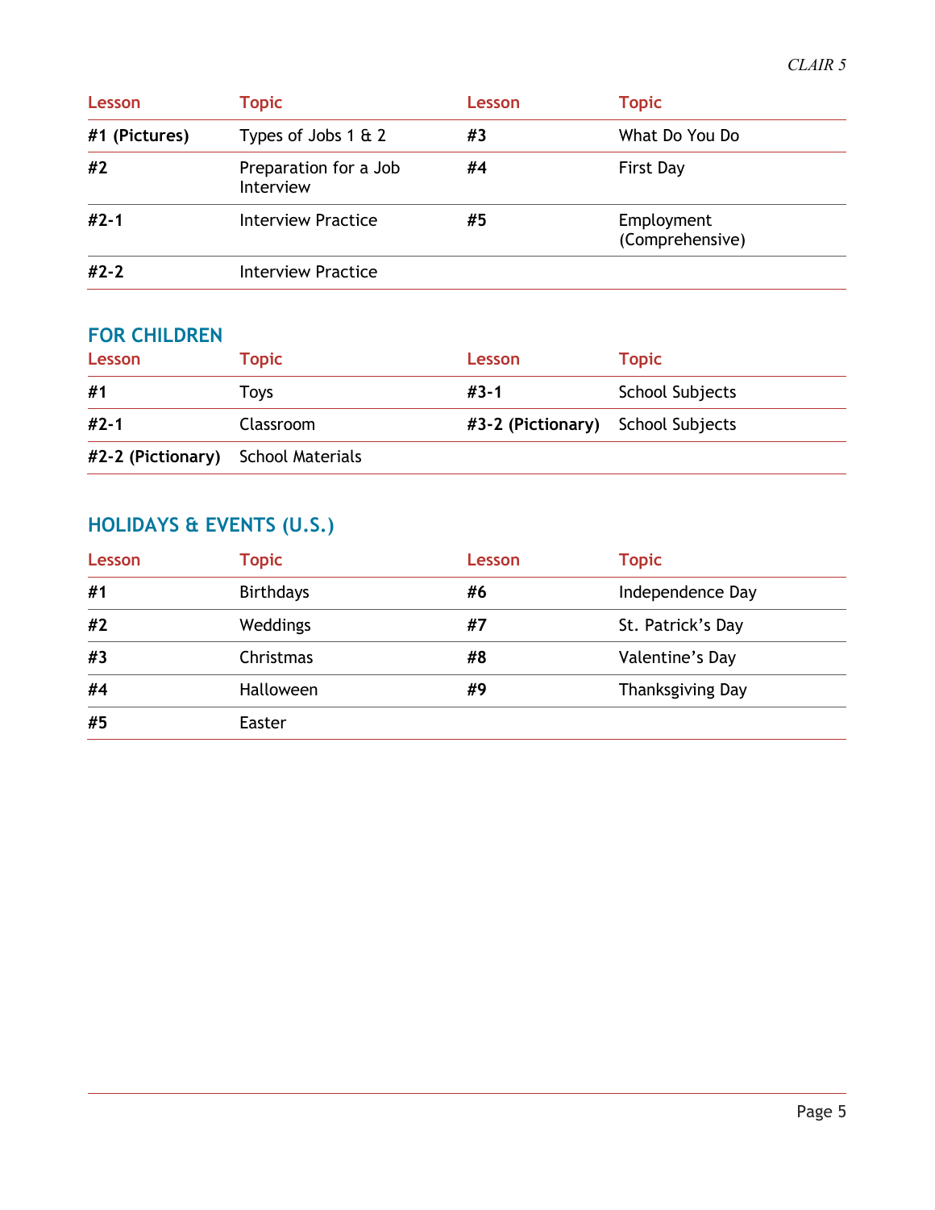| Lesson | Topic | Lesson | Topic |
| --- | --- | --- | --- |
| **#1 (Pictures)** | Types of Jobs 1 & 2 | **#3** | What Do You Do |
| **#2** | Preparation for a Job Interview | **#4** | First Day |
| **#2-1** | Interview Practice | **#5** | Employment (Comprehensive) |
| **#2-2** | Interview Practice | | |

## FOR CHILDREN

| Lesson | Topic | Lesson | Topic |
| --- | --- | --- | --- |
| **#1** | Toys | **#3-1** | School Subjects |
| **#2-1** | Classroom | **#3-2 (Pictionary)** | School Subjects |
| **#2-2 (Pictionary)** | School Materials | | |

## HOLIDAYS & EVENTS (U.S.)

| Lesson | Topic | Lesson | Topic |
| --- | --- | --- | --- |
| **#1** | Birthdays | **#6** | Independence Day |
| **#2** | Weddings | **#7** | St. Patrick's Day |
| **#3** | Christmas | **#8** | Valentine's Day |
| **#4** | Halloween | **#9** | Thanksgiving Day |
| **#5** | Easter | | |